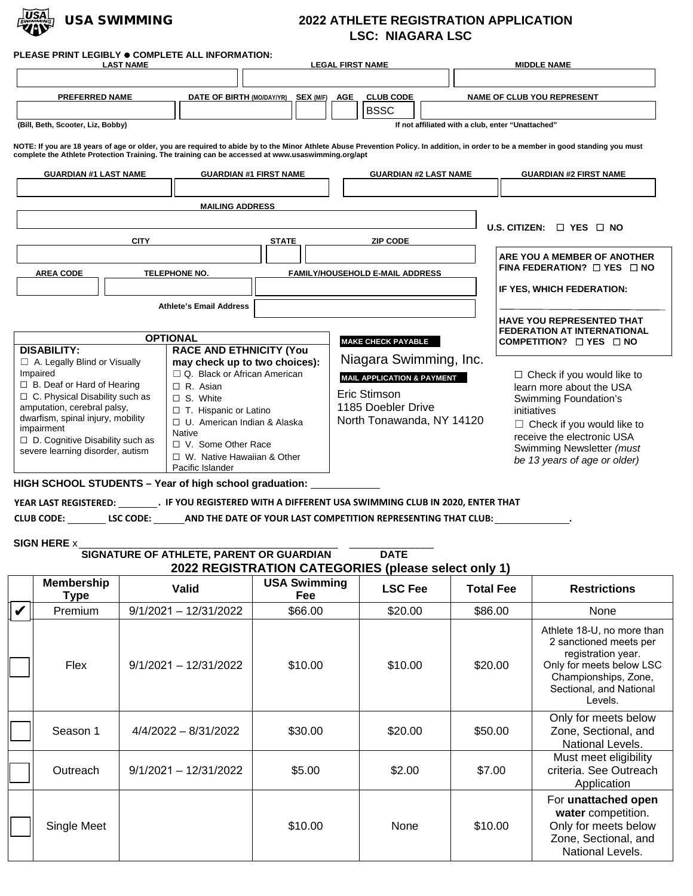# USA SWIMMING

## 2022 ATHLETE REGISTRATION APPLICATION
## LSC: NIAGARA LSC

**PLEASE PRINT LEGIBLY ● COMPLETE ALL INFORMATION:**

| LAST NAME | LEGAL FIRST NAME | MIDDLE NAME |
|---|---|---|
| | | |

| PREFERRED NAME | DATE OF BIRTH (MO/DAY/YR) | SEX (M/F) | AGE | CLUB CODE | NAME OF CLUB YOU REPRESENT |
|---|---|---|---|---|---|
| | | | | BSSC | |

(Bill, Beth, Scooter, Liz, Bobby)

If not affiliated with a club, enter "Unattached"

**NOTE: If you are 18 years of age or older, you are required to abide by to the Minor Athlete Abuse Prevention Policy. In addition, in order to be a member in good standing you must complete the Athlete Protection Training. The training can be accessed at www.usaswimming.org/apt**

| GUARDIAN #1 LAST NAME | GUARDIAN #1 FIRST NAME | GUARDIAN #2 LAST NAME | GUARDIAN #2 FIRST NAME |
|---|---|---|---|
| | | | |

**MAILING ADDRESS**

**U.S. CITIZEN:** ☐ YES ☐ NO

| CITY | STATE | ZIP CODE |
|---|---|---|
| | | |

| AREA CODE | TELEPHONE NO. | FAMILY/HOUSEHOLD E-MAIL ADDRESS |
|---|---|---|
| | | |

**Athlete's Email Address**

**ARE YOU A MEMBER OF ANOTHER FINA FEDERATION?** ☐ YES ☐ NO

**IF YES, WHICH FEDERATION:**

**HAVE YOU REPRESENTED THAT FEDERATION AT INTERNATIONAL COMPETITION?** ☐ YES ☐ NO

**OPTIONAL**

**DISABILITY:**
- ☐ A. Legally Blind or Visually Impaired
- ☐ B. Deaf or Hard of Hearing
- ☐ C. Physical Disability such as amputation, cerebral palsy, dwarfism, spinal injury, mobility impairment
- ☐ D. Cognitive Disability such as severe learning disorder, autism

**RACE AND ETHNICITY (You may check up to two choices):**
- ☐ Q. Black or African American
- ☐ R. Asian
- ☐ S. White
- ☐ T. Hispanic or Latino
- ☐ U. American Indian & Alaska Native
- ☐ V. Some Other Race
- ☐ W. Native Hawaiian & Other Pacific Islander

**MAKE CHECK PAYABLE**

Niagara Swimming, Inc.

**MAIL APPLICATION & PAYMENT**

Eric Stimson
1185 Doebler Drive
North Tonawanda, NY 14120

☐ Check if you would like to learn more about the USA Swimming Foundation's initiatives

☐ Check if you would like to receive the electronic USA Swimming Newsletter *(must be 13 years of age or older)*

**HIGH SCHOOL STUDENTS – Year of high school graduation:** ____________

**YEAR LAST REGISTERED:** ________ **. IF YOU REGISTERED WITH A DIFFERENT USA SWIMMING CLUB IN 2020, ENTER THAT CLUB CODE:** ________ **LSC CODE:** ______ **AND THE DATE OF YOUR LAST COMPETITION REPRESENTING THAT CLUB:** ______________.

**SIGN HERE** x ____________________________________________ ______________

**SIGNATURE OF ATHLETE, PARENT OR GUARDIAN** **DATE**

### 2022 REGISTRATION CATEGORIES (please select only 1)

| | Membership Type | Valid | USA Swimming Fee | LSC Fee | Total Fee | Restrictions |
|---|---|---|---|---|---|---|
| ✔ | Premium | 9/1/2021 – 12/31/2022 | $66.00 | $20.00 | $86.00 | None |
| ☐ | Flex | 9/1/2021 – 12/31/2022 | $10.00 | $10.00 | $20.00 | Athlete 18-U, no more than 2 sanctioned meets per registration year. Only for meets below LSC Championships, Zone, Sectional, and National Levels. |
| ☐ | Season 1 | 4/4/2022 – 8/31/2022 | $30.00 | $20.00 | $50.00 | Only for meets below Zone, Sectional, and National Levels. |
| ☐ | Outreach | 9/1/2021 – 12/31/2022 | $5.00 | $2.00 | $7.00 | Must meet eligibility criteria. See Outreach Application |
| ☐ | Single Meet | | $10.00 | None | $10.00 | For **unattached open water** competition. Only for meets below Zone, Sectional, and National Levels. |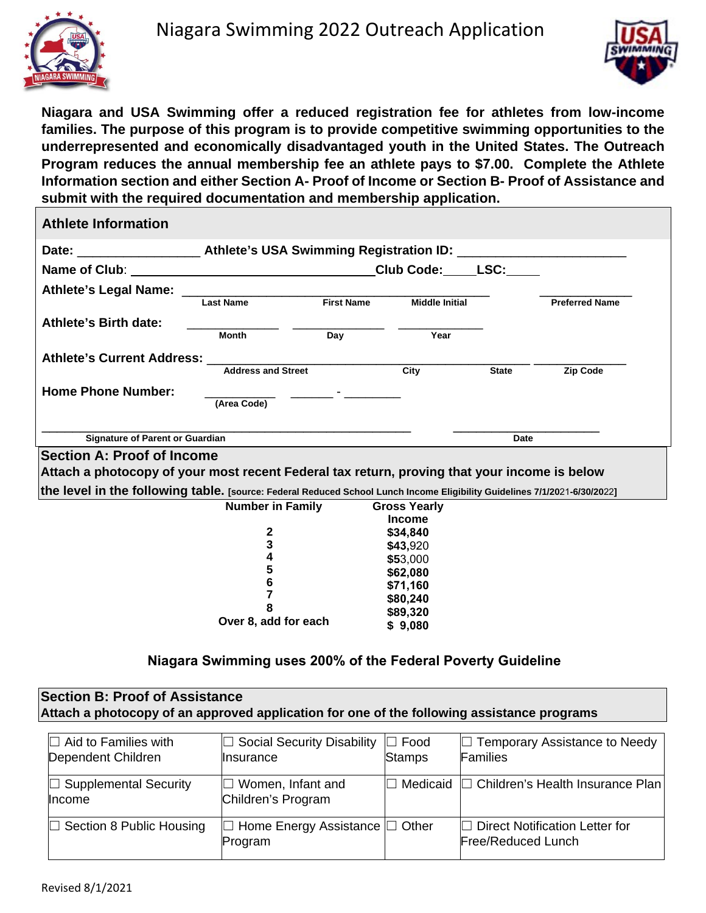# Niagara Swimming 2022 Outreach Application

**Niagara and USA Swimming offer a reduced registration fee for athletes from low-income families. The purpose of this program is to provide competitive swimming opportunities to the underrepresented and economically disadvantaged youth in the United States. The Outreach Program reduces the annual membership fee an athlete pays to $7.00. Complete the Athlete Information section and either Section A- Proof of Income or Section B- Proof of Assistance and submit with the required documentation and membership application.**

## Athlete Information

**Date:** _________________ **Athlete's USA Swimming Registration ID:** ________________________

**Name of Club**: ___________________________________ **Club Code:**_____ **LSC:**_____

**Athlete's Legal Name:** ______________________________________________ _______________

Last Name | First Name | Middle Initial | Preferred Name

**Athlete's Birth date:** _____________ _____________ ____________

Month | Day | Year

**Athlete's Current Address:** ______________________________________________ _____________

Address and Street | City | State | Zip Code

**Home Phone Number:** __________ _______ - ________

(Area Code)

_______________________________________________________ _____________________

Signature of Parent or Guardian | Date

## Section A: Proof of Income

**Attach a photocopy of your most recent Federal tax return, proving that your income is below the level in the following table.** [source: Federal Reduced School Lunch Income Eligibility Guidelines 7/1/2021-6/30/2022]

| Number in Family | Gross Yearly Income |
|---|---|
| 2 | $34,840 |
| 3 | $43,920 |
| 4 | $53,000 |
| 5 | $62,080 |
| 6 | $71,160 |
| 7 | $80,240 |
| 8 | $89,320 |
| Over 8, add for each | $ 9,080 |

**Niagara Swimming uses 200% of the Federal Poverty Guideline**

## Section B: Proof of Assistance

**Attach a photocopy of an approved application for one of the following assistance programs**

| | | | |
|---|---|---|---|
| ☐ Aid to Families with Dependent Children | ☐ Social Security Disability Insurance | ☐ Food Stamps | ☐ Temporary Assistance to Needy Families |
| ☐ Supplemental Security Income | ☐ Women, Infant and Children's Program | ☐ Medicaid | ☐ Children's Health Insurance Plan |
| ☐ Section 8 Public Housing | ☐ Home Energy Assistance Program | ☐ Other | ☐ Direct Notification Letter for Free/Reduced Lunch |

Revised 8/1/2021